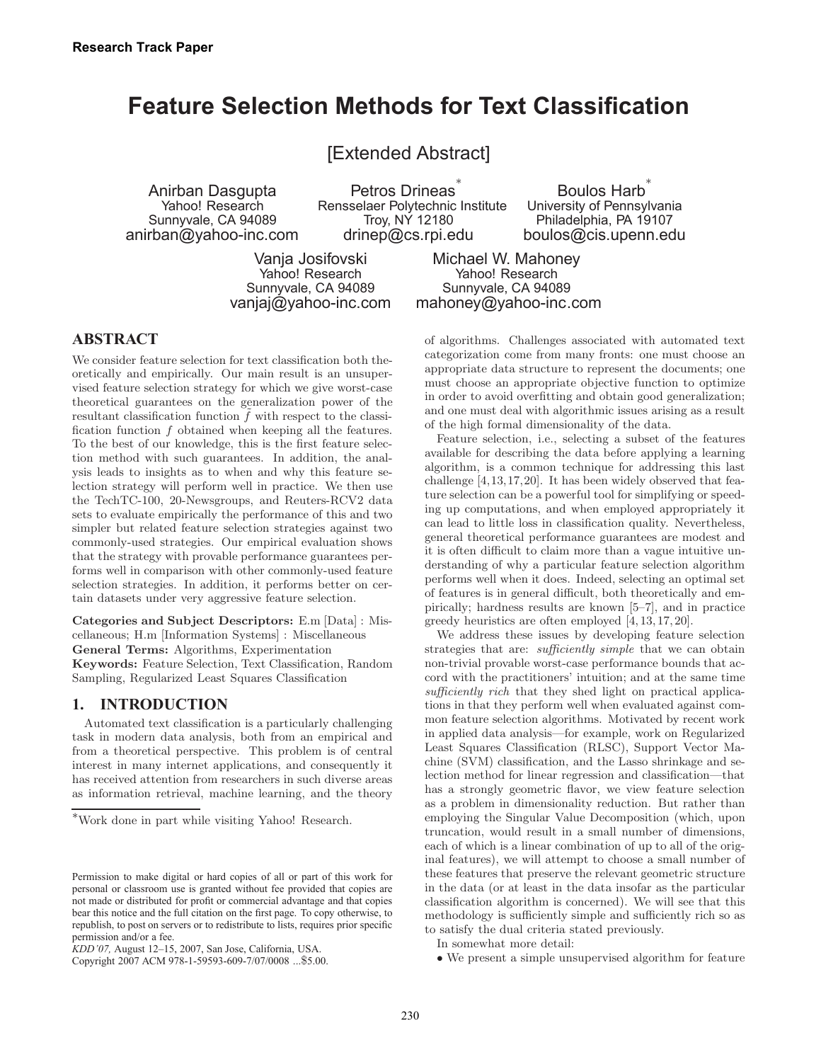# Feature Selection Methods for Text Classification

[Extended Abstract]

Anirban Dasgupta
Yahoo! Research
Sunnyvale, CA 94089
anirban@yahoo-inc.com

Petros Drineas[*]
Rensselaer Polytechnic Institute
Troy, NY 12180
drinep@cs.rpi.edu

Boulos Harb[*]
University of Pennsylvania
Philadelphia, PA 19107
boulos@cis.upenn.edu

Vanja Josifovski
Yahoo! Research
Sunnyvale, CA 94089
vanjaj@yahoo-inc.com

Michael W. Mahoney
Yahoo! Research
Sunnyvale, CA 94089
mahoney@yahoo-inc.com

## ABSTRACT

We consider feature selection for text classification both theoretically and empirically. Our main result is an unsupervised feature selection strategy for which we give worst-case theoretical guarantees on the generalization power of the resultant classification function $\tilde{f}$ with respect to the classification function $f$ obtained when keeping all the features. To the best of our knowledge, this is the first feature selection method with such guarantees. In addition, the analysis leads to insights as to when and why this feature selection strategy will perform well in practice. We then use the TechTC-100, 20-Newsgroups, and Reuters-RCV2 data sets to evaluate empirically the performance of this and two simpler but related feature selection strategies against two commonly-used strategies. Our empirical evaluation shows that the strategy with provable performance guarantees performs well in comparison with other commonly-used feature selection strategies. In addition, it performs better on certain datasets under very aggressive feature selection.

**Categories and Subject Descriptors:** E.m [Data] : Miscellaneous; H.m [Information Systems] : Miscellaneous

**General Terms:** Algorithms, Experimentation

**Keywords:** Feature Selection, Text Classification, Random Sampling, Regularized Least Squares Classification

## 1. INTRODUCTION

Automated text classification is a particularly challenging task in modern data analysis, both from an empirical and from a theoretical perspective. This problem is of central interest in many internet applications, and consequently it has received attention from researchers in such diverse areas as information retrieval, machine learning, and the theory of algorithms. Challenges associated with automated text categorization come from many fronts: one must choose an appropriate data structure to represent the documents; one must choose an appropriate objective function to optimize in order to avoid overfitting and obtain good generalization; and one must deal with algorithmic issues arising as a result of the high formal dimensionality of the data.

Feature selection, i.e., selecting a subset of the features available for describing the data before applying a learning algorithm, is a common technique for addressing this last challenge [4,13,17,20]. It has been widely observed that feature selection can be a powerful tool for simplifying or speeding up computations, and when employed appropriately it can lead to little loss in classification quality. Nevertheless, general theoretical performance guarantees are modest and it is often difficult to claim more than a vague intuitive understanding of why a particular feature selection algorithm performs well when it does. Indeed, selecting an optimal set of features is in general difficult, both theoretically and empirically; hardness results are known [5–7], and in practice greedy heuristics are often employed [4,13,17,20].

We address these issues by developing feature selection strategies that are: *sufficiently simple* that we can obtain non-trivial provable worst-case performance bounds that accord with the practitioners' intuition; and at the same time *sufficiently rich* that they shed light on practical applications in that they perform well when evaluated against common feature selection algorithms. Motivated by recent work in applied data analysis—for example, work on Regularized Least Squares Classification (RLSC), Support Vector Machine (SVM) classification, and the Lasso shrinkage and selection method for linear regression and classification—that has a strongly geometric flavor, we view feature selection as a problem in dimensionality reduction. But rather than employing the Singular Value Decomposition (which, upon truncation, would result in a small number of dimensions, each of which is a linear combination of up to all of the original features), we will attempt to choose a small number of these features that preserve the relevant geometric structure in the data (or at least in the data insofar as the particular classification algorithm is concerned). We will see that this methodology is sufficiently simple and sufficiently rich so as to satisfy the dual criteria stated previously.

In somewhat more detail:

- We present a simple unsupervised algorithm for feature

[*]Work done in part while visiting Yahoo! Research.

Permission to make digital or hard copies of all or part of this work for personal or classroom use is granted without fee provided that copies are not made or distributed for profit or commercial advantage and that copies bear this notice and the full citation on the first page. To copy otherwise, to republish, to post on servers or to redistribute to lists, requires prior specific permission and/or a fee.
*KDD'07,* August 12–15, 2007, San Jose, California, USA.
Copyright 2007 ACM 978-1-59593-609-7/07/0008 ...$5.00.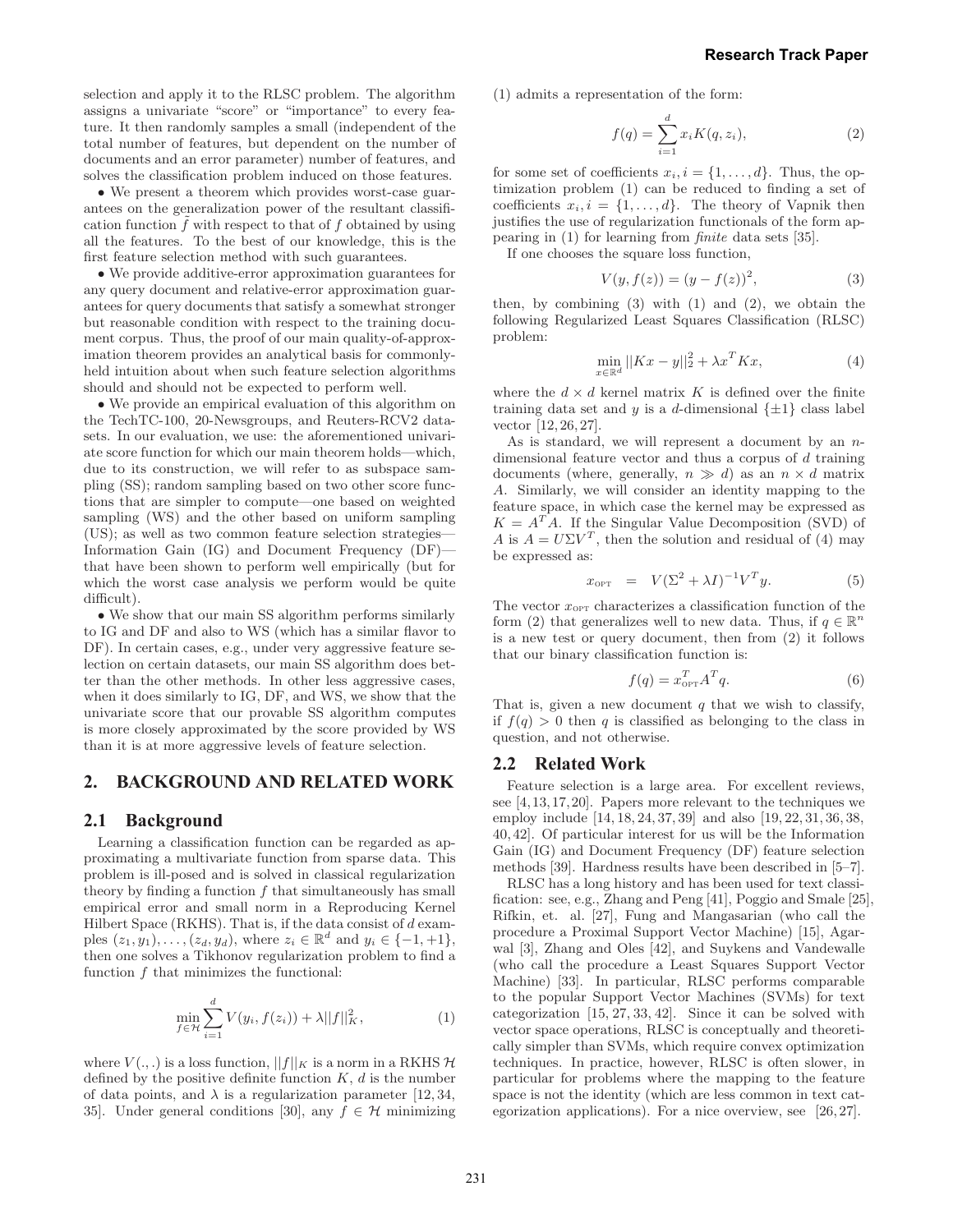selection and apply it to the RLSC problem. The algorithm assigns a univariate "score" or "importance" to every feature. It then randomly samples a small (independent of the total number of features, but dependent on the number of documents and an error parameter) number of features, and solves the classification problem induced on those features.

• We present a theorem which provides worst-case guarantees on the generalization power of the resultant classification function $\tilde{f}$ with respect to that of $f$ obtained by using all the features. To the best of our knowledge, this is the first feature selection method with such guarantees.

• We provide additive-error approximation guarantees for any query document and relative-error approximation guarantees for query documents that satisfy a somewhat stronger but reasonable condition with respect to the training document corpus. Thus, the proof of our main quality-of-approximation theorem provides an analytical basis for commonly-held intuition about when such feature selection algorithms should and should not be expected to perform well.

• We provide an empirical evaluation of this algorithm on the TechTC-100, 20-Newsgroups, and Reuters-RCV2 datasets. In our evaluation, we use: the aforementioned univariate score function for which our main theorem holds—which, due to its construction, we will refer to as subspace sampling (SS); random sampling based on two other score functions that are simpler to compute—one based on weighted sampling (WS) and the other based on uniform sampling (US); as well as two common feature selection strategies—Information Gain (IG) and Document Frequency (DF)—that have been shown to perform well empirically (but for which the worst case analysis we perform would be quite difficult).

• We show that our main SS algorithm performs similarly to IG and DF and also to WS (which has a similar flavor to DF). In certain cases, e.g., under very aggressive feature selection on certain datasets, our main SS algorithm does better than the other methods. In other less aggressive cases, when it does similarly to IG, DF, and WS, we show that the univariate score that our provable SS algorithm computes is more closely approximated by the score provided by WS than it is at more aggressive levels of feature selection.

## 2. BACKGROUND AND RELATED WORK

### 2.1 Background

Learning a classification function can be regarded as approximating a multivariate function from sparse data. This problem is ill-posed and is solved in classical regularization theory by finding a function $f$ that simultaneously has small empirical error and small norm in a Reproducing Kernel Hilbert Space (RKHS). That is, if the data consist of $d$ examples $(z_1, y_1), \ldots, (z_d, y_d)$, where $z_i \in \mathbb{R}^d$ and $y_i \in \{-1, +1\}$, then one solves a Tikhonov regularization problem to find a function $f$ that minimizes the functional:

$$\min_{f \in \mathcal{H}} \sum_{i=1}^{d} V(y_i, f(z_i)) + \lambda ||f||_K^2, \tag{1}$$

where $V(.,.)$ is a loss function, $||f||_K$ is a norm in a RKHS $\mathcal{H}$ defined by the positive definite function $K$, $d$ is the number of data points, and $\lambda$ is a regularization parameter [12, 34, 35]. Under general conditions [30], any $f \in \mathcal{H}$ minimizing (1) admits a representation of the form:

$$f(q) = \sum_{i=1}^{d} x_i K(q, z_i), \tag{2}$$

for some set of coefficients $x_i, i = \{1, \ldots, d\}$. Thus, the optimization problem (1) can be reduced to finding a set of coefficients $x_i, i = \{1, \ldots, d\}$. The theory of Vapnik then justifies the use of regularization functionals of the form appearing in (1) for learning from *finite* data sets [35].

If one chooses the square loss function,

$$V(y, f(z)) = (y - f(z))^2, \tag{3}$$

then, by combining (3) with (1) and (2), we obtain the following Regularized Least Squares Classification (RLSC) problem:

$$\min_{x \in \mathbb{R}^d} ||Kx - y||_2^2 + \lambda x^T K x, \tag{4}$$

where the $d \times d$ kernel matrix $K$ is defined over the finite training data set and $y$ is a $d$-dimensional $\{\pm 1\}$ class label vector [12, 26, 27].

As is standard, we will represent a document by an $n$-dimensional feature vector and thus a corpus of $d$ training documents (where, generally, $n \gg d$) as an $n \times d$ matrix $A$. Similarly, we will consider an identity mapping to the feature space, in which case the kernel may be expressed as $K = A^T A$. If the Singular Value Decomposition (SVD) of $A$ is $A = U \Sigma V^T$, then the solution and residual of (4) may be expressed as:

$$x_{\text{OPT}} = V(\Sigma^2 + \lambda I)^{-1} V^T y. \tag{5}$$

The vector $x_{\text{OPT}}$ characterizes a classification function of the form (2) that generalizes well to new data. Thus, if $q \in \mathbb{R}^n$ is a new test or query document, then from (2) it follows that our binary classification function is:

$$f(q) = x_{\text{OPT}}^T A^T q. \tag{6}$$

That is, given a new document $q$ that we wish to classify, if $f(q) > 0$ then $q$ is classified as belonging to the class in question, and not otherwise.

### 2.2 Related Work

Feature selection is a large area. For excellent reviews, see [4, 13, 17, 20]. Papers more relevant to the techniques we employ include [14, 18, 24, 37, 39] and also [19, 22, 31, 36, 38, 40, 42]. Of particular interest for us will be the Information Gain (IG) and Document Frequency (DF) feature selection methods [39]. Hardness results have been described in [5–7].

RLSC has a long history and has been used for text classification: see, e.g., Zhang and Peng [41], Poggio and Smale [25], Rifkin, et. al. [27], Fung and Mangasarian (who call the procedure a Proximal Support Vector Machine) [15], Agarwal [3], Zhang and Oles [42], and Suykens and Vandewalle (who call the procedure a Least Squares Support Vector Machine) [33]. In particular, RLSC performs comparable to the popular Support Vector Machines (SVMs) for text categorization [15, 27, 33, 42]. Since it can be solved with vector space operations, RLSC is conceptually and theoretically simpler than SVMs, which require convex optimization techniques. In practice, however, RLSC is often slower, in particular for problems where the mapping to the feature space is not the identity (which are less common in text categorization applications). For a nice overview, see [26, 27].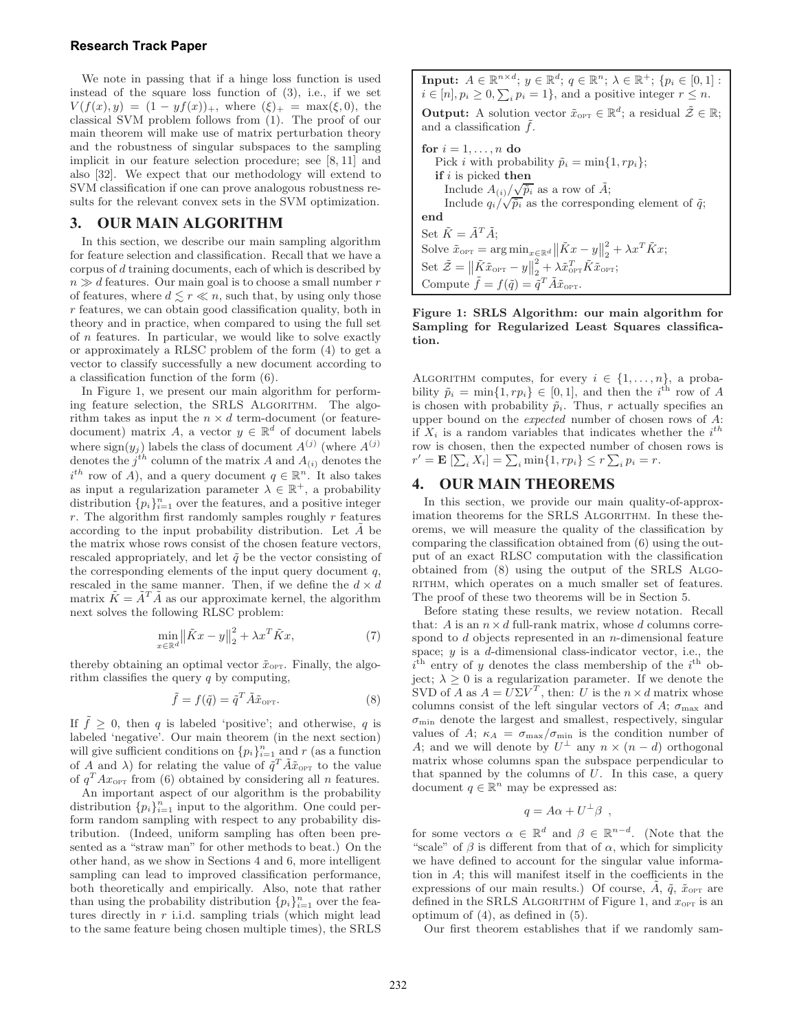We note in passing that if a hinge loss function is used instead of the square loss function of (3), i.e., if we set $V(f(x), y) = (1 - yf(x))_+$, where $(\xi)_+ = \max(\xi, 0)$, the classical SVM problem follows from (1). The proof of our main theorem will make use of matrix perturbation theory and the robustness of singular subspaces to the sampling implicit in our feature selection procedure; see [8, 11] and also [32]. We expect that our methodology will extend to SVM classification if one can prove analogous robustness results for the relevant convex sets in the SVM optimization.

## 3. OUR MAIN ALGORITHM

In this section, we describe our main sampling algorithm for feature selection and classification. Recall that we have a corpus of $d$ training documents, each of which is described by $n \gg d$ features. Our main goal is to choose a small number $r$ of features, where $d \lesssim r \ll n$, such that, by using only those $r$ features, we can obtain good classification quality, both in theory and in practice, when compared to using the full set of $n$ features. In particular, we would like to solve exactly or approximately a RLSC problem of the form (4) to get a vector to classify successfully a new document according to a classification function of the form (6).

In Figure 1, we present our main algorithm for performing feature selection, the SRLS ALGORITHM. The algorithm takes as input the $n \times d$ term-document (or feature-document) matrix $A$, a vector $y \in \mathbb{R}^d$ of document labels where $\text{sign}(y_j)$ labels the class of document $A^{(j)}$ (where $A^{(j)}$ denotes the $j^{th}$ column of the matrix $A$ and $A_{(i)}$ denotes the $i^{th}$ row of $A$), and a query document $q \in \mathbb{R}^n$. It also takes as input a regularization parameter $\lambda \in \mathbb{R}^+$, a probability distribution $\{p_i\}_{i=1}^n$ over the features, and a positive integer $r$. The algorithm first randomly samples roughly $r$ features according to the input probability distribution. Let $\tilde{A}$ be the matrix whose rows consist of the chosen feature vectors, rescaled appropriately, and let $\tilde{q}$ be the vector consisting of the corresponding elements of the input query document $q$, rescaled in the same manner. Then, if we define the $d \times d$ matrix $\tilde{K} = \tilde{A}^T \tilde{A}$ as our approximate kernel, the algorithm next solves the following RLSC problem:

$$\min_{x \in \mathbb{R}^d} \left\| \tilde{K}x - y \right\|_2^2 + \lambda x^T \tilde{K} x, \tag{7}$$

thereby obtaining an optimal vector $\tilde{x}_{\text{OPT}}$. Finally, the algorithm classifies the query $q$ by computing,

$$\tilde{f} = f(\tilde{q}) = \tilde{q}^T \tilde{A} \tilde{x}_{\text{OPT}}. \tag{8}$$

If $\tilde{f} \geq 0$, then $q$ is labeled 'positive'; and otherwise, $q$ is labeled 'negative'. Our main theorem (in the next section) will give sufficient conditions on $\{p_i\}_{i=1}^n$ and $r$ (as a function of $A$ and $\lambda$) for relating the value of $\tilde{q}^T \tilde{A} \tilde{x}_{\text{OPT}}$ to the value of $q^T A x_{\text{OPT}}$ from (6) obtained by considering all $n$ features.

An important aspect of our algorithm is the probability distribution $\{p_i\}_{i=1}^n$ input to the algorithm. One could perform random sampling with respect to any probability distribution. (Indeed, uniform sampling has often been presented as a "straw man" for other methods to beat.) On the other hand, as we show in Sections 4 and 6, more intelligent sampling can lead to improved classification performance, both theoretically and empirically. Also, note that rather than using the probability distribution $\{p_i\}_{i=1}^n$ over the features directly in $r$ i.i.d. sampling trials (which might lead to the same feature being chosen multiple times), the SRLS

**Input:** $A \in \mathbb{R}^{n \times d}$; $y \in \mathbb{R}^d$; $q \in \mathbb{R}^n$; $\lambda \in \mathbb{R}^+$; $\{p_i \in [0, 1] : i \in [n], p_i \geq 0, \sum_i p_i = 1\}$, and a positive integer $r \leq n$.

**Output:** A solution vector $\tilde{x}_{\text{OPT}} \in \mathbb{R}^d$; a residual $\tilde{\mathcal{Z}} \in \mathbb{R}$; and a classification $\tilde{f}$.

```
for i = 1, ..., n do
    Pick i with probability p̃_i = min{1, r p_i};
    if i is picked then
        Include A_(i)/√p̃_i as a row of Ã;
        Include q_i/√p̃_i as the corresponding element of q̃;
end
Set K̃ = Ã^T Ã;
Solve x̃_OPT = argmin_{x ∈ R^d} ||K̃x − y||_2^2 + λ x^T K̃ x;
Set Z̃ = ||K̃ x̃_OPT − y||_2^2 + λ x̃_OPT^T K̃ x̃_OPT;
Compute f̃ = f(q̃) = q̃^T Ã x̃_OPT.
```

**Figure 1: SRLS Algorithm: our main algorithm for Sampling for Regularized Least Squares classification.**

ALGORITHM computes, for every $i \in \{1, \ldots, n\}$, a probability $\tilde{p}_i = \min\{1, rp_i\} \in [0, 1]$, and then the $i^{\text{th}}$ row of $A$ is chosen with probability $\tilde{p}_i$. Thus, $r$ actually specifies an upper bound on the *expected* number of chosen rows of $A$: if $X_i$ is a random variables that indicates whether the $i^{th}$ row is chosen, then the expected number of chosen rows is $r' = \mathbf{E}\left[\sum_i X_i\right] = \sum_i \min\{1, rp_i\} \leq r \sum_i p_i = r$.

## 4. OUR MAIN THEOREMS

In this section, we provide our main quality-of-approximation theorems for the SRLS ALGORITHM. In these theorems, we will measure the quality of the classification by comparing the classification obtained from (6) using the output of an exact RLSC computation with the classification obtained from (8) using the output of the SRLS ALGORITHM, which operates on a much smaller set of features. The proof of these two theorems will be in Section 5.

Before stating these results, we review notation. Recall that: $A$ is an $n \times d$ full-rank matrix, whose $d$ columns correspond to $d$ objects represented in an $n$-dimensional feature space; $y$ is a $d$-dimensional class-indicator vector, i.e., the $i^{\text{th}}$ entry of $y$ denotes the class membership of the $i^{\text{th}}$ object; $\lambda \geq 0$ is a regularization parameter. If we denote the SVD of $A$ as $A = U\Sigma V^T$, then: $U$ is the $n \times d$ matrix whose columns consist of the left singular vectors of $A$; $\sigma_{\max}$ and $\sigma_{\min}$ denote the largest and smallest, respectively, singular values of $A$; $\kappa_A = \sigma_{\max}/\sigma_{\min}$ is the condition number of $A$; and we will denote by $U^\perp$ any $n \times (n - d)$ orthogonal matrix whose columns span the subspace perpendicular to that spanned by the columns of $U$. In this case, a query document $q \in \mathbb{R}^n$ may be expressed as:

$$q = A\alpha + U^\perp \beta \ ,$$

for some vectors $\alpha \in \mathbb{R}^d$ and $\beta \in \mathbb{R}^{n-d}$. (Note that the "scale" of $\beta$ is different from that of $\alpha$, which for simplicity we have defined to account for the singular value information in $A$; this will manifest itself in the coefficients in the expressions of our main results.) Of course, $\tilde{A}$, $\tilde{q}$, $\tilde{x}_{\text{OPT}}$ are defined in the SRLS ALGORITHM of Figure 1, and $x_{\text{OPT}}$ is an optimum of (4), as defined in (5).

Our first theorem establishes that if we randomly sam-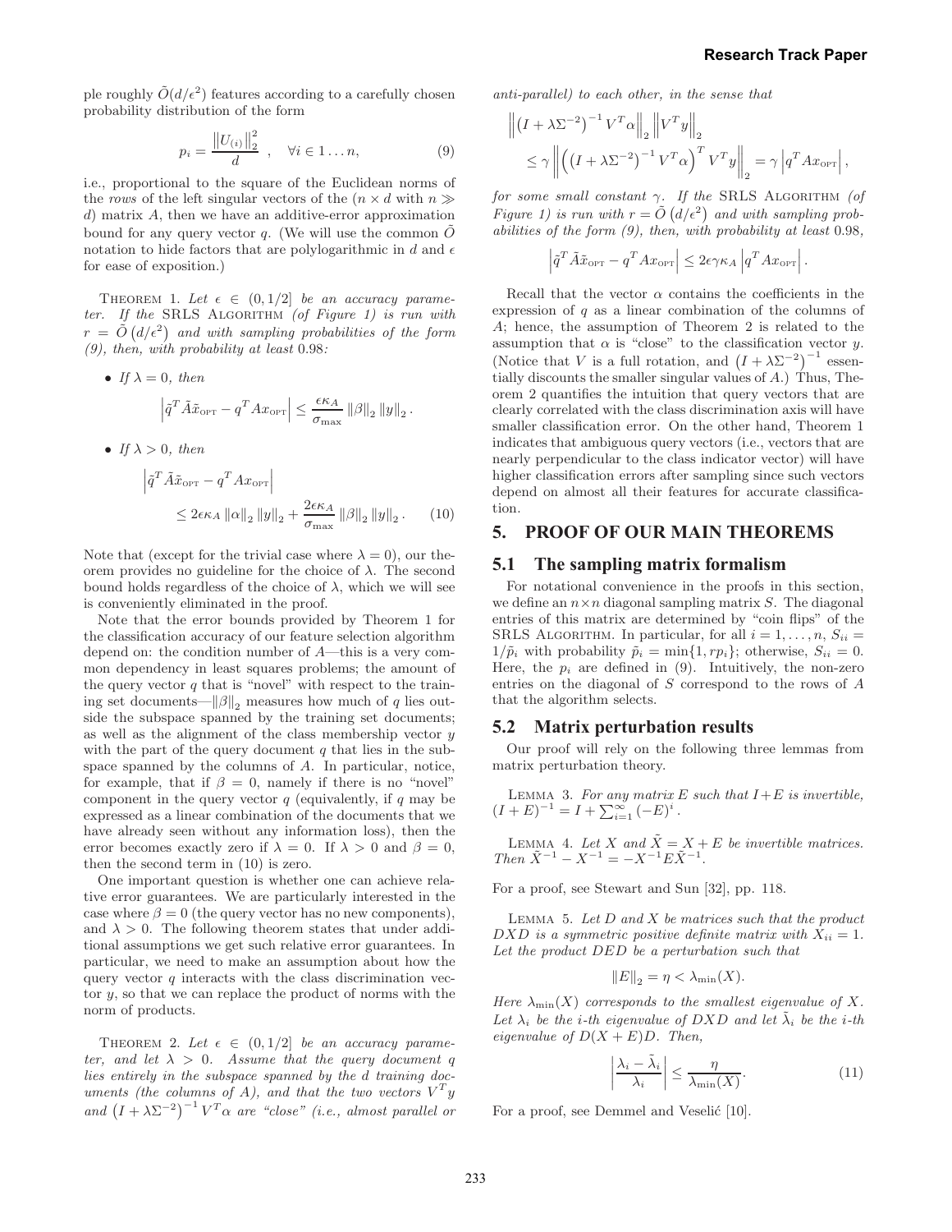ple roughly $\tilde{O}(d/\epsilon^2)$ features according to a carefully chosen probability distribution of the form

$$p_i = \frac{\left\|U_{(i)}\right\|_2^2}{d}, \quad \forall i \in 1 \ldots n, \tag{9}$$

i.e., proportional to the square of the Euclidean norms of the *rows* of the left singular vectors of the ($n \times d$ with $n \gg d$) matrix $A$, then we have an additive-error approximation bound for any query vector $q$. (We will use the common $\tilde{O}$ notation to hide factors that are polylogarithmic in $d$ and $\epsilon$ for ease of exposition.)

THEOREM 1. *Let $\epsilon \in (0, 1/2]$ be an accuracy parameter. If the* SRLS ALGORITHM *(of Figure 1) is run with $r = \tilde{O}\left(d/\epsilon^2\right)$ and with sampling probabilities of the form (9), then, with probability at least* 0.98*:*

- *If $\lambda = 0$, then*

$$\left|\tilde{q}^T \tilde{A} \tilde{x}_{\text{OPT}} - q^T A x_{\text{OPT}}\right| \leq \frac{\epsilon \kappa_A}{\sigma_{\max}} \left\|\beta\right\|_2 \left\|y\right\|_2.$$

- *If $\lambda > 0$, then*

$$\left|\tilde{q}^T \tilde{A} \tilde{x}_{\text{OPT}} - q^T A x_{\text{OPT}}\right| \leq 2\epsilon \kappa_A \left\|\alpha\right\|_2 \left\|y\right\|_2 + \frac{2\epsilon \kappa_A}{\sigma_{\max}} \left\|\beta\right\|_2 \left\|y\right\|_2. \tag{10}$$

Note that (except for the trivial case where $\lambda = 0$), our theorem provides no guideline for the choice of $\lambda$. The second bound holds regardless of the choice of $\lambda$, which we will see is conveniently eliminated in the proof.

Note that the error bounds provided by Theorem 1 for the classification accuracy of our feature selection algorithm depend on: the condition number of $A$—this is a very common dependency in least squares problems; the amount of the query vector $q$ that is "novel" with respect to the training set documents—$\|\beta\|_2$ measures how much of $q$ lies outside the subspace spanned by the training set documents; as well as the alignment of the class membership vector $y$ with the part of the query document $q$ that lies in the subspace spanned by the columns of $A$. In particular, notice, for example, that if $\beta = 0$, namely if there is no "novel" component in the query vector $q$ (equivalently, if $q$ may be expressed as a linear combination of the documents that we have already seen without any information loss), then the error becomes exactly zero if $\lambda = 0$. If $\lambda > 0$ and $\beta = 0$, then the second term in (10) is zero.

One important question is whether one can achieve relative error guarantees. We are particularly interested in the case where $\beta = 0$ (the query vector has no new components), and $\lambda > 0$. The following theorem states that under additional assumptions we get such relative error guarantees. In particular, we need to make an assumption about how the query vector $q$ interacts with the class discrimination vector $y$, so that we can replace the product of norms with the norm of products.

THEOREM 2. *Let $\epsilon \in (0, 1/2]$ be an accuracy parameter, and let $\lambda > 0$. Assume that the query document $q$ lies entirely in the subspace spanned by the $d$ training documents (the columns of $A$), and that the two vectors $V^T y$ and $\left(I + \lambda \Sigma^{-2}\right)^{-1} V^T \alpha$ are "close" (i.e., almost parallel or anti-parallel) to each other, in the sense that*

$$\left\|\left(I + \lambda \Sigma^{-2}\right)^{-1} V^T \alpha\right\|_2 \left\|V^T y\right\|_2 \leq \gamma \left\|\left(\left(I + \lambda \Sigma^{-2}\right)^{-1} V^T \alpha\right)^T V^T y\right\|_2 = \gamma \left|q^T A x_{\text{OPT}}\right|,$$

*for some small constant $\gamma$. If the* SRLS ALGORITHM *(of Figure 1) is run with $r = \tilde{O}\left(d/\epsilon^2\right)$ and with sampling probabilities of the form (9), then, with probability at least* 0.98*,*

$$\left|\tilde{q}^T \tilde{A} \tilde{x}_{\text{OPT}} - q^T A x_{\text{OPT}}\right| \leq 2\epsilon \gamma \kappa_A \left|q^T A x_{\text{OPT}}\right|.$$

Recall that the vector $\alpha$ contains the coefficients in the expression of $q$ as a linear combination of the columns of $A$; hence, the assumption of Theorem 2 is related to the assumption that $\alpha$ is "close" to the classification vector $y$. (Notice that $V$ is a full rotation, and $\left(I + \lambda \Sigma^{-2}\right)^{-1}$ essentially discounts the smaller singular values of $A$.) Thus, Theorem 2 quantifies the intuition that query vectors that are clearly correlated with the class discrimination axis will have smaller classification error. On the other hand, Theorem 1 indicates that ambiguous query vectors (i.e., vectors that are nearly perpendicular to the class indicator vector) will have higher classification errors after sampling since such vectors depend on almost all their features for accurate classification.

## 5. PROOF OF OUR MAIN THEOREMS

### 5.1 The sampling matrix formalism

For notational convenience in the proofs in this section, we define an $n \times n$ diagonal sampling matrix $S$. The diagonal entries of this matrix are determined by "coin flips" of the SRLS ALGORITHM. In particular, for all $i = 1, \ldots, n$, $S_{ii} = 1/\tilde{p}_i$ with probability $\tilde{p}_i = \min\{1, rp_i\}$; otherwise, $S_{ii} = 0$. Here, the $p_i$ are defined in (9). Intuitively, the non-zero entries on the diagonal of $S$ correspond to the rows of $A$ that the algorithm selects.

### 5.2 Matrix perturbation results

Our proof will rely on the following three lemmas from matrix perturbation theory.

LEMMA 3. *For any matrix $E$ such that $I + E$ is invertible, $(I + E)^{-1} = I + \sum_{i=1}^{\infty} (-E)^i$.*

LEMMA 4. *Let $X$ and $\tilde{X} = X + E$ be invertible matrices. Then $\tilde{X}^{-1} - X^{-1} = -X^{-1} E \tilde{X}^{-1}$.*

For a proof, see Stewart and Sun [32], pp. 118.

LEMMA 5. *Let $D$ and $X$ be matrices such that the product $DXD$ is a symmetric positive definite matrix with $X_{ii} = 1$. Let the product $DED$ be a perturbation such that*

$$\|E\|_2 = \eta < \lambda_{\min}(X).$$

*Here $\lambda_{\min}(X)$ corresponds to the smallest eigenvalue of $X$. Let $\lambda_i$ be the $i$-th eigenvalue of $DXD$ and let $\tilde{\lambda}_i$ be the $i$-th eigenvalue of $D(X + E)D$. Then,*

$$\left|\frac{\lambda_i - \tilde{\lambda}_i}{\lambda_i}\right| \leq \frac{\eta}{\lambda_{\min}(X)}. \tag{11}$$

For a proof, see Demmel and Veselić [10].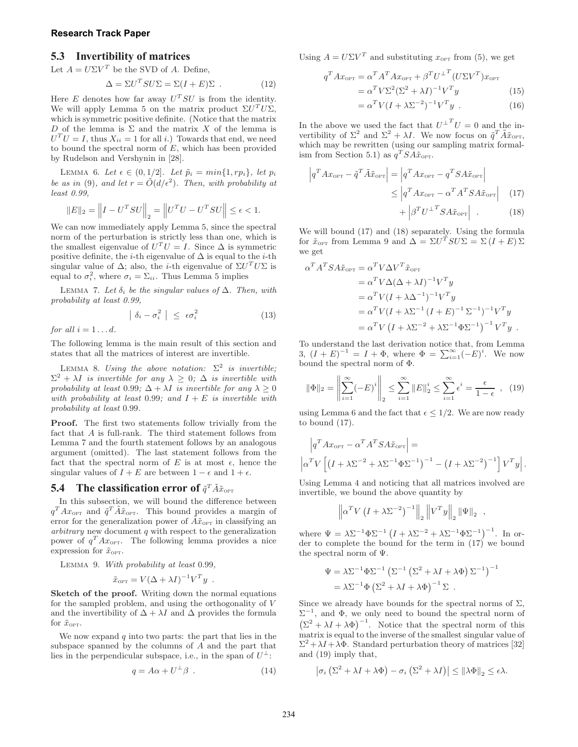### 5.3 Invertibility of matrices

Let $A = U\Sigma V^T$ be the SVD of $A$. Define,

$$\Delta = \Sigma U^T S U \Sigma = \Sigma(I + E)\Sigma \ . \quad (12)$$

Here $E$ denotes how far away $U^T SU$ is from the identity. We will apply Lemma 5 on the matrix product $\Sigma U^T U \Sigma$, which is symmetric positive definite. (Notice that the matrix $D$ of the lemma is $\Sigma$ and the matrix $X$ of the lemma is $U^T U = I$, thus $X_{ii} = 1$ for all $i$.) Towards that end, we need to bound the spectral norm of $E$, which has been provided by Rudelson and Vershynin in [28].

Lemma 6. *Let $\epsilon \in (0, 1/2]$. Let $\tilde{p}_i = min\{1, rp_i\}$, let $p_i$ be as in (9), and let $r = \tilde{O}(d/\epsilon^2)$. Then, with probability at least 0.99,*

$$\|E\|_2 = \left\|I - U^T SU\right\|_2 = \left\|U^T U - U^T SU\right\| \leq \epsilon < 1.$$

We can now immediately apply Lemma 5, since the spectral norm of the perturbation is strictly less than one, which is the smallest eigenvalue of $U^T U = I$. Since $\Delta$ is symmetric positive definite, the $i$-th eigenvalue of $\Delta$ is equal to the $i$-th singular value of $\Delta$; also, the $i$-th eigenvalue of $\Sigma U^T U \Sigma$ is equal to $\sigma_i^2$, where $\sigma_i = \Sigma_{ii}$. Thus Lemma 5 implies

Lemma 7. *Let $\delta_i$ be the singular values of $\Delta$. Then, with probability at least 0.99,*

$$\left| \ \delta_i - \sigma_i^2 \ \right| \ \leq \ \epsilon \sigma_i^2 \quad (13)$$

*for all $i = 1 \ldots d$.*

The following lemma is the main result of this section and states that all the matrices of interest are invertible.

Lemma 8. *Using the above notation: $\Sigma^2$ is invertible; $\Sigma^2 + \lambda I$ is invertible for any $\lambda \geq 0$; $\Delta$ is invertible with probability at least 0.99; $\Delta + \lambda I$ is invertible for any $\lambda \geq 0$ with probability at least 0.99; and $I + E$ is invertible with probability at least 0.99.*

**Proof.** The first two statements follow trivially from the fact that $A$ is full-rank. The third statement follows from Lemma 7 and the fourth statement follows by an analogous argument (omitted). The last statement follows from the fact that the spectral norm of $E$ is at most $\epsilon$, hence the singular values of $I + E$ are between $1 - \epsilon$ and $1 + \epsilon$.

### 5.4 The classification error of $\tilde{q}^T \tilde{A}\tilde{x}_{\text{OPT}}$

In this subsection, we will bound the difference between $q^T Ax_{\text{OPT}}$ and $\tilde{q}^T \tilde{A}\tilde{x}_{\text{OPT}}$. This bound provides a margin of error for the generalization power of $\tilde{A}\tilde{x}_{\text{OPT}}$ in classifying an *arbitrary* new document $q$ with respect to the generalization power of $q^T Ax_{\text{OPT}}$. The following lemma provides a nice expression for $\tilde{x}_{\text{OPT}}$.

Lemma 9. *With probability at least 0.99,*

$$\tilde{x}_{\text{OPT}} = V(\Delta + \lambda I)^{-1} V^T y \ .$$

**Sketch of the proof.** Writing down the normal equations for the sampled problem, and using the orthogonality of $V$ and the invertibility of $\Delta + \lambda I$ and $\Delta$ provides the formula for $\tilde{x}_{\text{OPT}}$.

We now expand $q$ into two parts: the part that lies in the subspace spanned by the columns of $A$ and the part that lies in the perpendicular subspace, i.e., in the span of $U^\perp$:

$$q = A\alpha + U^\perp \beta \ . \quad (14)$$

Using $A = U\Sigma V^T$ and substituting $x_{\text{OPT}}$ from (5), we get

$$\begin{aligned} q^T Ax_{\text{OPT}} &= \alpha^T A^T Ax_{\text{OPT}} + \beta^T U^{\perp T}(U\Sigma V^T)x_{\text{OPT}} \\ &= \alpha^T V\Sigma^2(\Sigma^2 + \lambda I)^{-1} V^T y \quad (15) \\ &= \alpha^T V(I + \lambda\Sigma^{-2})^{-1} V^T y \ . \quad (16) \end{aligned}$$

In the above we used the fact that $U^{\perp T} U = 0$ and the invertibility of $\Sigma^2$ and $\Sigma^2 + \lambda I$. We now focus on $\tilde{q}^T \tilde{A}\tilde{x}_{\text{OPT}}$, which may be rewritten (using our sampling matrix formalism from Section 5.1) as $q^T SA\tilde{x}_{\text{OPT}}$.

$$\begin{aligned} \left|q^T Ax_{\text{OPT}} - \tilde{q}^T \tilde{A}\tilde{x}_{\text{OPT}}\right| &= \left|q^T Ax_{\text{OPT}} - q^T SA\tilde{x}_{\text{OPT}}\right| \\ &\leq \left|q^T Ax_{\text{OPT}} - \alpha^T A^T SA\tilde{x}_{\text{OPT}}\right| \quad (17) \\ &\quad + \left|\beta^T U^{\perp T} SA\tilde{x}_{\text{OPT}}\right| \ . \quad (18) \end{aligned}$$

We will bound (17) and (18) separately. Using the formula for $\tilde{x}_{\text{OPT}}$ from Lemma 9 and $\Delta = \Sigma U^T SU\Sigma = \Sigma(I + E)\Sigma$ we get

$$\begin{aligned} \alpha^T A^T SA\tilde{x}_{\text{OPT}} &= \alpha^T V\Delta V^T \tilde{x}_{\text{OPT}} \\ &= \alpha^T V\Delta(\Delta + \lambda I)^{-1} V^T y \\ &= \alpha^T V(I + \lambda\Delta^{-1})^{-1} V^T y \\ &= \alpha^T V(I + \lambda\Sigma^{-1}(I + E)^{-1}\Sigma^{-1})^{-1} V^T y \\ &= \alpha^T V\left(I + \lambda\Sigma^{-2} + \lambda\Sigma^{-1}\Phi\Sigma^{-1}\right)^{-1} V^T y \ . \end{aligned}$$

To understand the last derivation notice that, from Lemma 3, $(I + E)^{-1} = I + \Phi$, where $\Phi = \sum_{i=1}^\infty (-E)^i$. We now bound the spectral norm of $\Phi$.

$$\|\Phi\|_2 = \left\|\sum_{i=1}^\infty (-E)^i\right\|_2 \leq \sum_{i=1}^\infty \|E\|_2^i \leq \sum_{i=1}^\infty \epsilon^i = \frac{\epsilon}{1 - \epsilon} \ , \quad (19)$$

using Lemma 6 and the fact that $\epsilon \leq 1/2$. We are now ready to bound (17).

$$\left|q^T Ax_{\text{OPT}} - \alpha^T A^T SA\tilde{x}_{\text{OPT}}\right| =$$

$$\left|\alpha^T V\left[\left(I + \lambda\Sigma^{-2} + \lambda\Sigma^{-1}\Phi\Sigma^{-1}\right)^{-1} - \left(I + \lambda\Sigma^{-2}\right)^{-1}\right] V^T y\right|.$$

Using Lemma 4 and noticing that all matrices involved are invertible, we bound the above quantity by

$$\left\|\alpha^T V\left(I + \lambda\Sigma^{-2}\right)^{-1}\right\|_2 \left\|V^T y\right\|_2 \|\Psi\|_2 \ ,$$

where $\Psi = \lambda\Sigma^{-1}\Phi\Sigma^{-1}\left(I + \lambda\Sigma^{-2} + \lambda\Sigma^{-1}\Phi\Sigma^{-1}\right)^{-1}$. In order to complete the bound for the term in (17) we bound the spectral norm of $\Psi$.

$$\begin{aligned} \Psi &= \lambda\Sigma^{-1}\Phi\Sigma^{-1}\left(\Sigma^{-1}\left(\Sigma^2 + \lambda I + \lambda\Phi\right)\Sigma^{-1}\right)^{-1} \\ &= \lambda\Sigma^{-1}\Phi\left(\Sigma^2 + \lambda I + \lambda\Phi\right)^{-1}\Sigma \ . \end{aligned}$$

Since we already have bounds for the spectral norms of $\Sigma$, $\Sigma^{-1}$, and $\Phi$, we only need to bound the spectral norm of $\left(\Sigma^2 + \lambda I + \lambda\Phi\right)^{-1}$. Notice that the spectral norm of this matrix is equal to the inverse of the smallest singular value of $\Sigma^2 + \lambda I + \lambda\Phi$. Standard perturbation theory of matrices [32] and (19) imply that,

$$\left|\sigma_i\left(\Sigma^2 + \lambda I + \lambda\Phi\right) - \sigma_i\left(\Sigma^2 + \lambda I\right)\right| \leq \|\lambda\Phi\|_2 \leq \epsilon\lambda.$$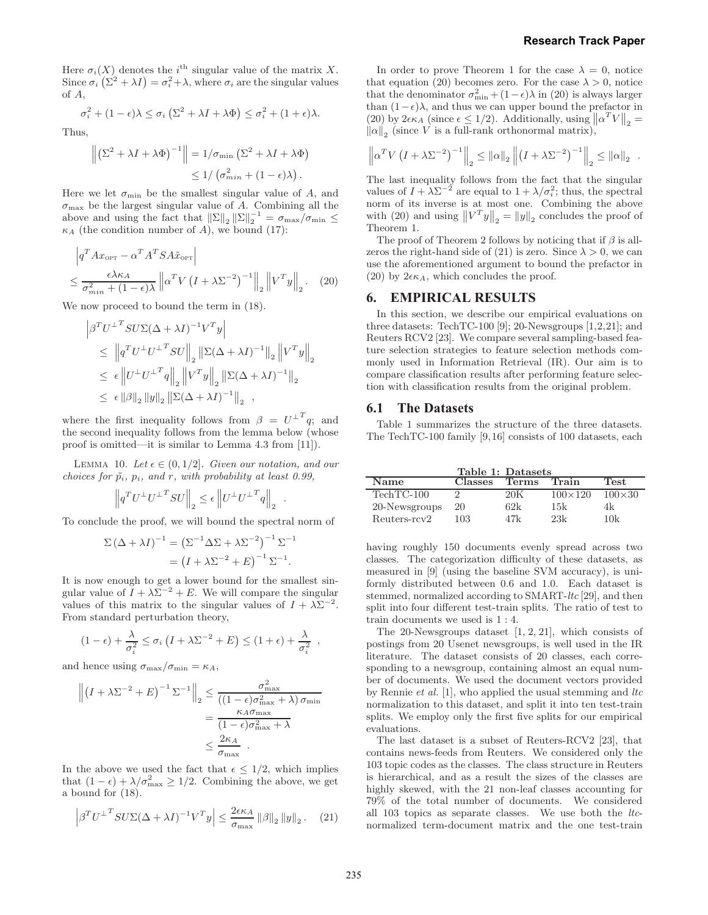Here $\sigma_i(X)$ denotes the $i^{\text{th}}$ singular value of the matrix $X$. Since $\sigma_i\left(\Sigma^2 + \lambda I\right) = \sigma_i^2 + \lambda$, where $\sigma_i$ are the singular values of $A$,

$$\sigma_i^2 + (1-\epsilon)\lambda \leq \sigma_i\left(\Sigma^2 + \lambda I + \lambda\Phi\right) \leq \sigma_i^2 + (1+\epsilon)\lambda.$$

Thus,

$$\begin{aligned}\left\|\left(\Sigma^2 + \lambda I + \lambda\Phi\right)^{-1}\right\| &= 1/\sigma_{\min}\left(\Sigma^2 + \lambda I + \lambda\Phi\right) \\ &\leq 1/\left(\sigma_{min}^2 + (1-\epsilon)\lambda\right).\end{aligned}$$

Here we let $\sigma_{\min}$ be the smallest singular value of $A$, and $\sigma_{\max}$ be the largest singular value of $A$. Combining all the above and using the fact that $\|\Sigma\|_2 \|\Sigma\|_2^{-1} = \sigma_{\max}/\sigma_{\min} \leq \kappa_A$ (the condition number of $A$), we bound (17):

$$\begin{aligned}&\left|q^T A x_{\text{OPT}} - \alpha^T A^T S A \tilde{x}_{\text{OPT}}\right| \\ &\leq \frac{\epsilon\lambda\kappa_A}{\sigma_{min}^2 + (1-\epsilon)\lambda}\left\|\alpha^T V\left(I + \lambda\Sigma^{-2}\right)^{-1}\right\|_2 \left\|V^T y\right\|_2. \quad (20)\end{aligned}$$

We now proceed to bound the term in (18).

$$\begin{aligned}&\left|\beta^T U^{\perp} {U^{\perp}}^T S U \Sigma(\Delta + \lambda I)^{-1} V^T y\right| \\ &\leq \left\|q^T U^{\perp} {U^{\perp}}^T S U\right\|_2 \left\|\Sigma(\Delta+\lambda I)^{-1}\right\|_2 \left\|V^T y\right\|_2 \\ &\leq \epsilon \left\|U^{\perp} {U^{\perp}}^T q\right\|_2 \left\|V^T y\right\|_2 \left\|\Sigma(\Delta+\lambda I)^{-1}\right\|_2 \\ &\leq \epsilon \|\beta\|_2 \|y\|_2 \left\|\Sigma(\Delta+\lambda I)^{-1}\right\|_2 \ ,\end{aligned}$$

where the first inequality follows from $\beta = {U^{\perp}}^T q$; and the second inequality follows from the lemma below (whose proof is omitted—it is similar to Lemma 4.3 from [11]).

LEMMA 10. *Let $\epsilon \in (0, 1/2]$. Given our notation, and our choices for $\tilde{p}_i$, $p_i$, and $r$, with probability at least 0.99,*

$$\left\|q^T U^{\perp} {U^{\perp}}^T S U\right\|_2 \leq \epsilon \left\|U^{\perp} {U^{\perp}}^T q\right\|_2 \ .$$

To conclude the proof, we will bound the spectral norm of

$$\begin{aligned}\Sigma\left(\Delta + \lambda I\right)^{-1} &= \left(\Sigma^{-1}\Delta\Sigma + \lambda\Sigma^{-2}\right)^{-1}\Sigma^{-1} \\ &= \left(I + \lambda\Sigma^{-2} + E\right)^{-1}\Sigma^{-1}.\end{aligned}$$

It is now enough to get a lower bound for the smallest singular value of $I + \lambda\Sigma^{-2} + E$. We will compare the singular values of this matrix to the singular values of $I + \lambda\Sigma^{-2}$. From standard perturbation theory,

$$(1-\epsilon) + \frac{\lambda}{\sigma_i^2} \leq \sigma_i\left(I + \lambda\Sigma^{-2} + E\right) \leq (1+\epsilon) + \frac{\lambda}{\sigma_i^2} \ ,$$

and hence using $\sigma_{\max}/\sigma_{\min} = \kappa_A$,

$$\begin{aligned}\left\|\left(I + \lambda\Sigma^{-2} + E\right)^{-1}\Sigma^{-1}\right\|_2 &\leq \frac{\sigma_{\max}^2}{\left((1-\epsilon)\sigma_{\max}^2 + \lambda\right)\sigma_{\min}} \\ &= \frac{\kappa_A\sigma_{\max}}{(1-\epsilon)\sigma_{\max}^2 + \lambda} \\ &\leq \frac{2\kappa_A}{\sigma_{\max}} \ .\end{aligned}$$

In the above we used the fact that $\epsilon \leq 1/2$, which implies that $(1-\epsilon) + \lambda/\sigma_{\max}^2 \geq 1/2$. Combining the above, we get a bound for (18).

$$\left|\beta^T {U^{\perp}}^T S U \Sigma(\Delta+\lambda I)^{-1} V^T y\right| \leq \frac{2\epsilon\kappa_A}{\sigma_{\max}} \|\beta\|_2 \|y\|_2 . \quad (21)$$

In order to prove Theorem 1 for the case $\lambda = 0$, notice that equation (20) becomes zero. For the case $\lambda > 0$, notice that the denominator $\sigma_{\min}^2 + (1-\epsilon)\lambda$ in (20) is always larger than $(1-\epsilon)\lambda$, and thus we can upper bound the prefactor in (20) by $2\epsilon\kappa_A$ (since $\epsilon \leq 1/2$). Additionally, using $\left\|\alpha^T V\right\|_2 = \|\alpha\|_2$ (since $V$ is a full-rank orthonormal matrix),

$$\left\|\alpha^T V\left(I + \lambda\Sigma^{-2}\right)^{-1}\right\|_2 \leq \|\alpha\|_2 \left\|\left(I + \lambda\Sigma^{-2}\right)^{-1}\right\|_2 \leq \|\alpha\|_2 \ .$$

The last inequality follows from the fact that the singular values of $I + \lambda\Sigma^{-2}$ are equal to $1 + \lambda/\sigma_i^2$; thus, the spectral norm of its inverse is at most one. Combining the above with (20) and using $\left\|V^T y\right\|_2 = \|y\|_2$ concludes the proof of Theorem 1.

The proof of Theorem 2 follows by noticing that if $\beta$ is all-zeros the right-hand side of (21) is zero. Since $\lambda > 0$, we can use the aforementioned argument to bound the prefactor in (20) by $2\epsilon\kappa_A$, which concludes the proof.

## 6. EMPIRICAL RESULTS

In this section, we describe our empirical evaluations on three datasets: TechTC-100 [9]; 20-Newsgroups [1,2,21]; and Reuters RCV2 [23]. We compare several sampling-based feature selection strategies to feature selection methods commonly used in Information Retrieval (IR). Our aim is to compare classification results after performing feature selection with classification results from the original problem.

### 6.1 The Datasets

Table 1 summarizes the structure of the three datasets. The TechTC-100 family [9,16] consists of 100 datasets, each having roughly 150 documents evenly spread across two classes. The categorization difficulty of these datasets, as measured in [9] (using the baseline SVM accuracy), is uniformly distributed between 0.6 and 1.0. Each dataset is stemmed, normalized according to SMART-*ltc* [29], and then split into four different test-train splits. The ratio of test to train documents we used is 1 : 4.

**Table 1: Datasets**

| Name | Classes | Terms | Train | Test |
|---|---|---|---|---|
| TechTC-100 | 2 | 20K | 100×120 | 100×30 |
| 20-Newsgroups | 20 | 62k | 15k | 4k |
| Reuters-rcv2 | 103 | 47k | 23k | 10k |

The 20-Newsgroups dataset [1, 2, 21], which consists of postings from 20 Usenet newsgroups, is well used in the IR literature. The dataset consists of 20 classes, each corresponding to a newsgroup, containing almost an equal number of documents. We used the document vectors provided by Rennie *et al.* [1], who applied the usual stemming and *ltc* normalization to this dataset, and split it into ten test-train splits. We employ only the first five splits for our empirical evaluations.

The last dataset is a subset of Reuters-RCV2 [23], that contains news-feeds from Reuters. We considered only the 103 topic codes as the classes. The class structure in Reuters is hierarchical, and as a result the sizes of the classes are highly skewed, with the 21 non-leaf classes accounting for 79% of the total number of documents. We considered all 103 topics as separate classes. We use both the *ltc*-normalized term-document matrix and the one test-train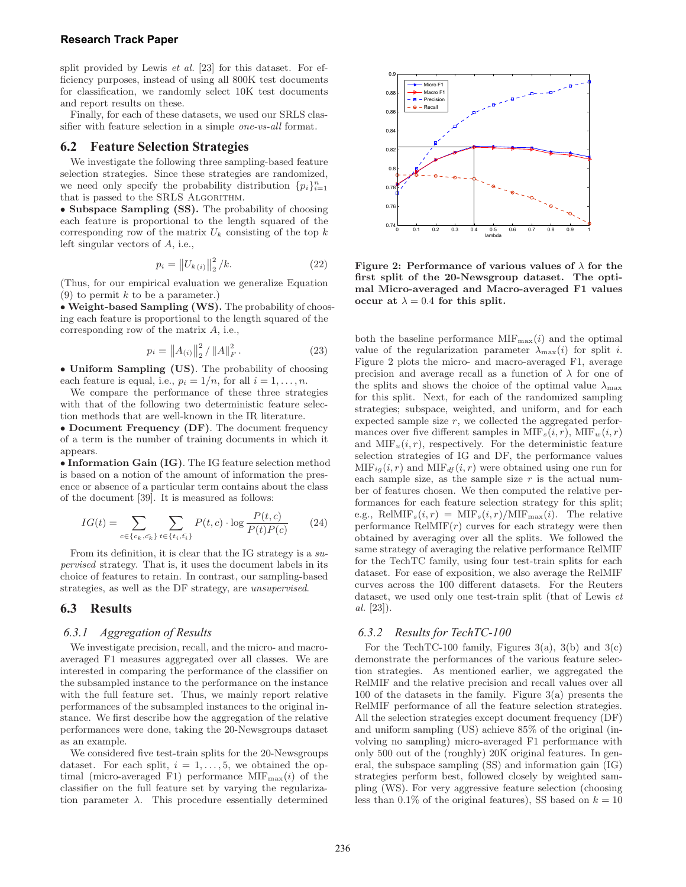split provided by Lewis *et al.* [23] for this dataset. For efficiency purposes, instead of using all 800K test documents for classification, we randomly select 10K test documents and report results on these.

Finally, for each of these datasets, we used our SRLS classifier with feature selection in a simple *one-vs-all* format.

## 6.2 Feature Selection Strategies

We investigate the following three sampling-based feature selection strategies. Since these strategies are randomized, we need only specify the probability distribution $\{p_i\}_{i=1}^n$ that is passed to the SRLS ALGORITHM.

• **Subspace Sampling (SS).** The probability of choosing each feature is proportional to the length squared of the corresponding row of the matrix $U_k$ consisting of the top $k$ left singular vectors of $A$, i.e.,

$$p_i = \left\|U_{k\,(i)}\right\|_2^2 / k. \tag{22}$$

(Thus, for our empirical evaluation we generalize Equation (9) to permit $k$ to be a parameter.)

• **Weight-based Sampling (WS).** The probability of choosing each feature is proportional to the length squared of the corresponding row of the matrix $A$, i.e.,

$$p_i = \left\|A_{(i)}\right\|_2^2 / \left\|A\right\|_F^2. \tag{23}$$

• **Uniform Sampling (US)**. The probability of choosing each feature is equal, i.e., $p_i = 1/n$, for all $i = 1, \ldots, n$.

We compare the performance of these three strategies with that of the following two deterministic feature selection methods that are well-known in the IR literature.

• **Document Frequency (DF)**. The document frequency of a term is the number of training documents in which it appears.

• **Information Gain (IG)**. The IG feature selection method is based on a notion of the amount of information the presence or absence of a particular term contains about the class of the document [39]. It is measured as follows:

$$IG(t) = \sum_{c \in \{c_k, \bar{c_k}\}} \sum_{t \in \{t_i, \bar{t_i}\}} P(t,c) \cdot \log \frac{P(t,c)}{P(t)P(c)} \tag{24}$$

From its definition, it is clear that the IG strategy is a *supervised* strategy. That is, it uses the document labels in its choice of features to retain. In contrast, our sampling-based strategies, as well as the DF strategy, are *unsupervised*.

## 6.3 Results

### 6.3.1 Aggregation of Results

We investigate precision, recall, and the micro- and macro-averaged F1 measures aggregated over all classes. We are interested in comparing the performance of the classifier on the subsampled instance to the performance on the instance with the full feature set. Thus, we mainly report relative performances of the subsampled instances to the original instance. We first describe how the aggregation of the relative performances were done, taking the 20-Newsgroups dataset as an example.

We considered five test-train splits for the 20-Newsgroups dataset. For each split, $i = 1, \ldots, 5$, we obtained the optimal (micro-averaged F1) performance $\text{MIF}_{\max}(i)$ of the classifier on the full feature set by varying the regularization parameter $\lambda$. This procedure essentially determined

**Figure 2: Performance of various values of $\lambda$ for the first split of the 20-Newsgroup dataset. The optimal Micro-averaged and Macro-averaged F1 values occur at $\lambda = 0.4$ for this split.**

both the baseline performance $\text{MIF}_{\max}(i)$ and the optimal value of the regularization parameter $\lambda_{\max}(i)$ for split $i$. Figure 2 plots the micro- and macro-averaged F1, average precision and average recall as a function of $\lambda$ for one of the splits and shows the choice of the optimal value $\lambda_{\max}$ for this split. Next, for each of the randomized sampling strategies; subspace, weighted, and uniform, and for each expected sample size $r$, we collected the aggregated performances over five different samples in $\text{MIF}_s(i,r)$, $\text{MIF}_w(i,r)$ and $\text{MIF}_u(i,r)$, respectively. For the deterministic feature selection strategies of IG and DF, the performance values $\text{MIF}_{ig}(i,r)$ and $\text{MIF}_{df}(i,r)$ were obtained using one run for each sample size, as the sample size $r$ is the actual number of features chosen. We then computed the relative performances for each feature selection strategy for this split; e.g., $\text{RelMIF}_s(i,r) = \text{MIF}_s(i,r)/\text{MIF}_{\max}(i)$. The relative performance $\text{RelMIF}(r)$ curves for each strategy were then obtained by averaging over all the splits. We followed the same strategy of averaging the relative performance RelMIF for the TechTC family, using four test-train splits for each dataset. For ease of exposition, we also average the RelMIF curves across the 100 different datasets. For the Reuters dataset, we used only one test-train split (that of Lewis *et al.* [23]).

### 6.3.2 Results for TechTC-100

For the TechTC-100 family, Figures 3(a), 3(b) and 3(c) demonstrate the performances of the various feature selection strategies. As mentioned earlier, we aggregated the RelMIF and the relative precision and recall values over all 100 of the datasets in the family. Figure 3(a) presents the RelMIF performance of all the feature selection strategies. All the selection strategies except document frequency (DF) and uniform sampling (US) achieve 85% of the original (involving no sampling) micro-averaged F1 performance with only 500 out of the (roughly) 20K original features. In general, the subspace sampling (SS) and information gain (IG) strategies perform best, followed closely by weighted sampling (WS). For very aggressive feature selection (choosing less than 0.1% of the original features), SS based on $k = 10$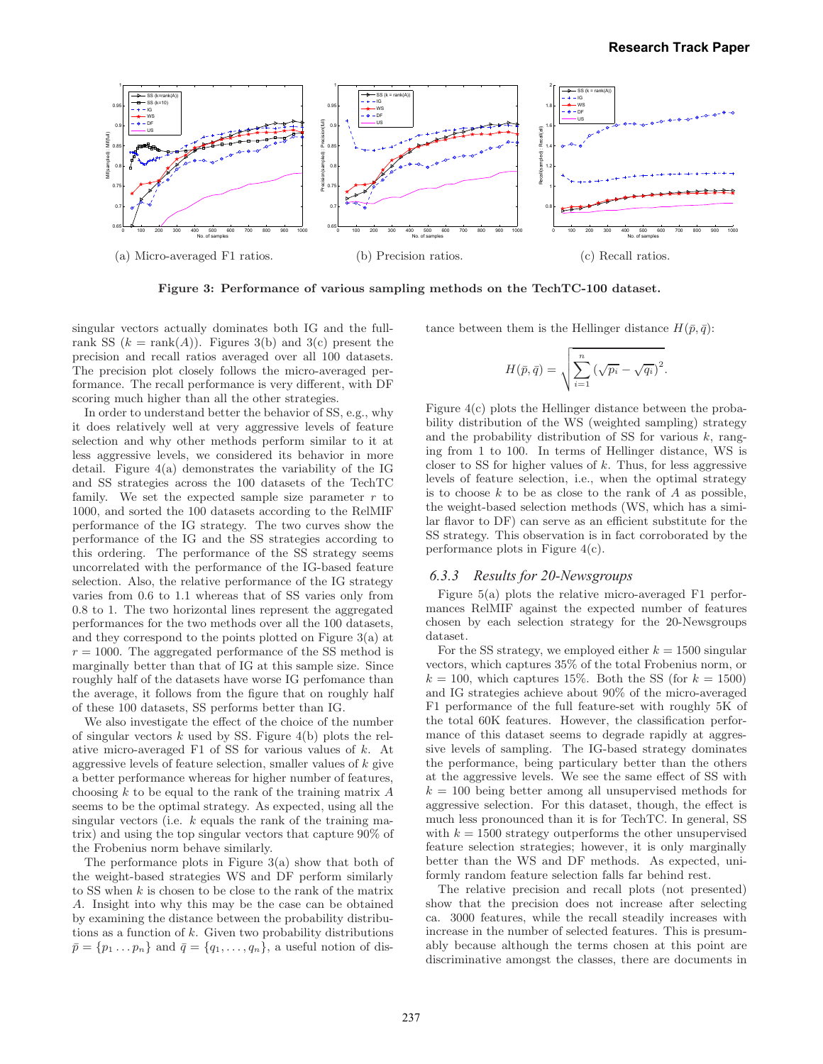(a) Micro-averaged F1 ratios.

(b) Precision ratios.

(c) Recall ratios.

**Figure 3: Performance of various sampling methods on the TechTC-100 dataset.**

singular vectors actually dominates both IG and the full-rank SS ($k = \text{rank}(A)$). Figures 3(b) and 3(c) present the precision and recall ratios averaged over all 100 datasets. The precision plot closely follows the micro-averaged performance. The recall performance is very different, with DF scoring much higher than all the other strategies.

In order to understand better the behavior of SS, e.g., why it does relatively well at very aggressive levels of feature selection and why other methods perform similar to it at less aggressive levels, we considered its behavior in more detail. Figure 4(a) demonstrates the variability of the IG and SS strategies across the 100 datasets of the TechTC family. We set the expected sample size parameter $r$ to 1000, and sorted the 100 datasets according to the RelMIF performance of the IG strategy. The two curves show the performance of the IG and the SS strategies according to this ordering. The performance of the SS strategy seems uncorrelated with the performance of the IG-based feature selection. Also, the relative performance of the IG strategy varies from 0.6 to 1.1 whereas that of SS varies only from 0.8 to 1. The two horizontal lines represent the aggregated performances for the two methods over all the 100 datasets, and they correspond to the points plotted on Figure 3(a) at $r = 1000$. The aggregated performance of the SS method is marginally better than that of IG at this sample size. Since roughly half of the datasets have worse IG perfomance than the average, it follows from the figure that on roughly half of these 100 datasets, SS performs better than IG.

We also investigate the effect of the choice of the number of singular vectors $k$ used by SS. Figure 4(b) plots the relative micro-averaged F1 of SS for various values of $k$. At aggressive levels of feature selection, smaller values of $k$ give a better performance whereas for higher number of features, choosing $k$ to be equal to the rank of the training matrix $A$ seems to be the optimal strategy. As expected, using all the singular vectors (i.e. $k$ equals the rank of the training matrix) and using the top singular vectors that capture 90% of the Frobenius norm behave similarly.

The performance plots in Figure 3(a) show that both of the weight-based strategies WS and DF perform similarly to SS when $k$ is chosen to be close to the rank of the matrix $A$. Insight into why this may be the case can be obtained by examining the distance between the probability distributions as a function of $k$. Given two probability distributions $\bar{p} = \{p_1 \dots p_n\}$ and $\bar{q} = \{q_1, \dots, q_n\}$, a useful notion of distance between them is the Hellinger distance $H(\bar{p}, \bar{q})$:

$$H(\bar{p}, \bar{q}) = \sqrt{\sum_{i=1}^{n} (\sqrt{p_i} - \sqrt{q_i})^2}.$$

Figure 4(c) plots the Hellinger distance between the probability distribution of the WS (weighted sampling) strategy and the probability distribution of SS for various $k$, ranging from 1 to 100. In terms of Hellinger distance, WS is closer to SS for higher values of $k$. Thus, for less aggressive levels of feature selection, i.e., when the optimal strategy is to choose $k$ to be as close to the rank of $A$ as possible, the weight-based selection methods (WS, which has a similar flavor to DF) can serve as an efficient substitute for the SS strategy. This observation is in fact corroborated by the performance plots in Figure 4(c).

### 6.3.3 *Results for 20-Newsgroups*

Figure 5(a) plots the relative micro-averaged F1 performances RelMIF against the expected number of features chosen by each selection strategy for the 20-Newsgroups dataset.

For the SS strategy, we employed either $k = 1500$ singular vectors, which captures 35% of the total Frobenius norm, or $k = 100$, which captures 15%. Both the SS (for $k = 1500$) and IG strategies achieve about 90% of the micro-averaged F1 performance of the full feature-set with roughly 5K of the total 60K features. However, the classification performance of this dataset seems to degrade rapidly at aggressive levels of sampling. The IG-based strategy dominates the performance, being particulary better than the others at the aggressive levels. We see the same effect of SS with $k = 100$ being better among all unsupervised methods for aggressive selection. For this dataset, though, the effect is much less pronounced than it is for TechTC. In general, SS with $k = 1500$ strategy outperforms the other unsupervised feature selection strategies; however, it is only marginally better than the WS and DF methods. As expected, uniformly random feature selection falls far behind rest.

The relative precision and recall plots (not presented) show that the precision does not increase after selecting ca. 3000 features, while the recall steadily increases with increase in the number of selected features. This is presumably because although the terms chosen at this point are discriminative amongst the classes, there are documents in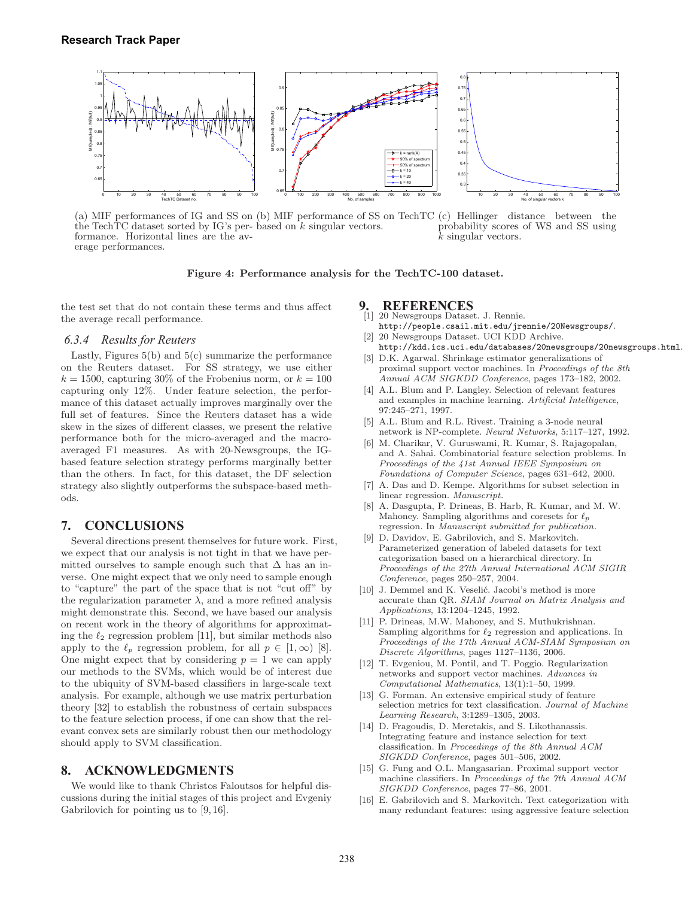(a) MIF performances of IG and SS on the TechTC dataset sorted by IG's performance. Horizontal lines are the average performances.

(b) MIF performance of SS on TechTC based on $k$ singular vectors.

(c) Hellinger distance between the probability scores of WS and SS using $k$ singular vectors.

**Figure 4: Performance analysis for the TechTC-100 dataset.**

the test set that do not contain these terms and thus affect the average recall performance.

### 6.3.4 Results for Reuters

Lastly, Figures 5(b) and 5(c) summarize the performance on the Reuters dataset. For SS strategy, we use either $k = 1500$, capturing 30% of the Frobenius norm, or $k = 100$ capturing only 12%. Under feature selection, the performance of this dataset actually improves marginally over the full set of features. Since the Reuters dataset has a wide skew in the sizes of different classes, we present the relative performance both for the micro-averaged and the macro-averaged F1 measures. As with 20-Newsgroups, the IG-based feature selection strategy performs marginally better than the others. In fact, for this dataset, the DF selection strategy also slightly outperforms the subspace-based methods.

## 7. CONCLUSIONS

Several directions present themselves for future work. First, we expect that our analysis is not tight in that we have permitted ourselves to sample enough such that $\Delta$ has an inverse. One might expect that we only need to sample enough to "capture" the part of the space that is not "cut off" by the regularization parameter $\lambda$, and a more refined analysis might demonstrate this. Second, we have based our analysis on recent work in the theory of algorithms for approximating the $\ell_2$ regression problem [11], but similar methods also apply to the $\ell_p$ regression problem, for all $p \in [1, \infty)$ [8]. One might expect that by considering $p = 1$ we can apply our methods to the SVMs, which would be of interest due to the ubiquity of SVM-based classifiers in large-scale text analysis. For example, although we use matrix perturbation theory [32] to establish the robustness of certain subspaces to the feature selection process, if one can show that the relevant convex sets are similarly robust then our methodology should apply to SVM classification.

## 8. ACKNOWLEDGMENTS

We would like to thank Christos Faloutsos for helpful discussions during the initial stages of this project and Evgeniy Gabrilovich for pointing us to [9,16].

## 9. REFERENCES

[1] 20 Newsgroups Dataset. J. Rennie. http://people.csail.mit.edu/jrennie/20Newsgroups/.

[2] 20 Newsgroups Dataset. UCI KDD Archive. http://kdd.ics.uci.edu/databases/20newsgroups/20newsgroups.html.

[3] D.K. Agarwal. Shrinkage estimator generalizations of proximal support vector machines. In *Proceedings of the 8th Annual ACM SIGKDD Conference*, pages 173–182, 2002.

[4] A.L. Blum and P. Langley. Selection of relevant features and examples in machine learning. *Artificial Intelligence*, 97:245–271, 1997.

[5] A.L. Blum and R.L. Rivest. Training a 3-node neural network is NP-complete. *Neural Networks*, 5:117–127, 1992.

[6] M. Charikar, V. Guruswami, R. Kumar, S. Rajagopalan, and A. Sahai. Combinatorial feature selection problems. In *Proceedings of the 41st Annual IEEE Symposium on Foundations of Computer Science*, pages 631–642, 2000.

[7] A. Das and D. Kempe. Algorithms for subset selection in linear regression. *Manuscript.*

[8] A. Dasgupta, P. Drineas, B. Harb, R. Kumar, and M. W. Mahoney. Sampling algorithms and coresets for $\ell_p$ regression. In *Manuscript submitted for publication.*

[9] D. Davidov, E. Gabrilovich, and S. Markovitch. Parameterized generation of labeled datasets for text categorization based on a hierarchical directory. In *Proceedings of the 27th Annual International ACM SIGIR Conference*, pages 250–257, 2004.

[10] J. Demmel and K. Veselić. Jacobi's method is more accurate than QR. *SIAM Journal on Matrix Analysis and Applications*, 13:1204–1245, 1992.

[11] P. Drineas, M.W. Mahoney, and S. Muthukrishnan. Sampling algorithms for $\ell_2$ regression and applications. In *Proceedings of the 17th Annual ACM-SIAM Symposium on Discrete Algorithms*, pages 1127–1136, 2006.

[12] T. Evgeniou, M. Pontil, and T. Poggio. Regularization networks and support vector machines. *Advances in Computational Mathematics*, 13(1):1–50, 1999.

[13] G. Forman. An extensive empirical study of feature selection metrics for text classification. *Journal of Machine Learning Research*, 3:1289–1305, 2003.

[14] D. Fragoudis, D. Meretakis, and S. Likothanassis. Integrating feature and instance selection for text classification. In *Proceedings of the 8th Annual ACM SIGKDD Conference*, pages 501–506, 2002.

[15] G. Fung and O.L. Mangasarian. Proximal support vector machine classifiers. In *Proceedings of the 7th Annual ACM SIGKDD Conference*, pages 77–86, 2001.

[16] E. Gabrilovich and S. Markovitch. Text categorization with many redundant features: using aggressive feature selection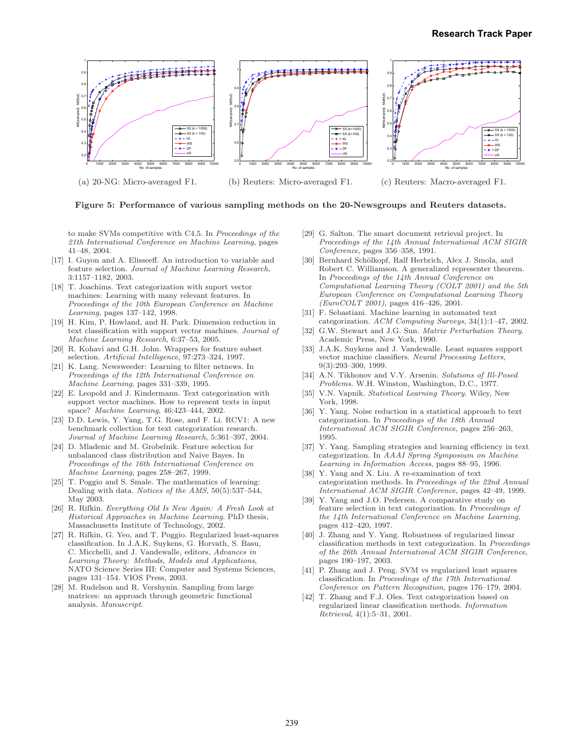(a) 20-NG: Micro-averaged F1.

(b) Reuters: Micro-averaged F1.

(c) Reuters: Macro-averaged F1.

**Figure 5: Performance of various sampling methods on the 20-Newsgroups and Reuters datasets.**

to make SVMs competitive with C4.5. In *Proceedings of the 21th International Conference on Machine Learning*, pages 41–48, 2004.

[17] I. Guyon and A. Elisseeff. An introduction to variable and feature selection. *Journal of Machine Learning Research*, 3:1157–1182, 2003.

[18] T. Joachims. Text categorization with suport vector machines: Learning with many relevant features. In *Proceedings of the 10th European Conference on Machine Learning*, pages 137–142, 1998.

[19] H. Kim, P. Howland, and H. Park. Dimension reduction in text classification with support vector machines. *Journal of Machine Learning Research*, 6:37–53, 2005.

[20] R. Kohavi and G.H. John. Wrappers for feature subset selection. *Artificial Intelligence*, 97:273–324, 1997.

[21] K. Lang. Newsweeder: Learning to filter netnews. In *Proceedings of the 12th International Conference on Machine Learning*, pages 331–339, 1995.

[22] E. Leopold and J. Kindermann. Text categorization with support vector machines. How to represent texts in input space? *Machine Learning*, 46:423–444, 2002.

[23] D.D. Lewis, Y. Yang, T.G. Rose, and F. Li. RCV1: A new benchmark collection for text categorization research. *Journal of Machine Learning Research*, 5:361–397, 2004.

[24] D. Mladenic and M. Grobelnik. Feature selection for unbalanced class distribution and Naive Bayes. In *Proceedings of the 16th International Conference on Machine Learning*, pages 258–267, 1999.

[25] T. Poggio and S. Smale. The mathematics of learning: Dealing with data. *Notices of the AMS*, 50(5):537–544, May 2003.

[26] R. Rifkin. *Everything Old Is New Again: A Fresh Look at Historical Approaches in Machine Learning*. PhD thesis, Massachusetts Institute of Technology, 2002.

[27] R. Rifkin, G. Yeo, and T. Poggio. Regularized least-squares classification. In J.A.K. Suykens, G. Horvath, S. Basu, C. Micchelli, and J. Vandewalle, editors, *Advances in Learning Theory: Methods, Models and Applications*, NATO Science Series III: Computer and Systems Sciences, pages 131–154. VIOS Press, 2003.

[28] M. Rudelson and R. Vershynin. Sampling from large matrices: an approach through geometric functional analysis. *Manuscript*.

[29] G. Salton. The smart document retrieval project. In *Proceedings of the 14th Annual International ACM SIGIR Conference*, pages 356–358, 1991.

[30] Bernhard Schölkopf, Ralf Herbrich, Alex J. Smola, and Robert C. Williamson. A generalized representer theorem. In *Proceedings of the 14th Annual Conference on Computational Learning Theory (COLT 2001) and the 5th European Conference on Computational Learning Theory (EuroCOLT 2001)*, pages 416–426, 2001.

[31] F. Sebastiani. Machine learning in automated text categorization. *ACM Computing Surveys*, 34(1):1–47, 2002.

[32] G.W. Stewart and J.G. Sun. *Matrix Perturbation Theory*. Academic Press, New York, 1990.

[33] J.A.K. Suykens and J. Vandewalle. Least squares support vector machine classifiers. *Neural Processing Letters*, 9(3):293–300, 1999.

[34] A.N. Tikhonov and V.Y. Arsenin. *Solutions of Ill-Posed Problems*. W.H. Winston, Washington, D.C., 1977.

[35] V.N. Vapnik. *Statistical Learning Theory*. Wiley, New York, 1998.

[36] Y. Yang. Noise reduction in a statistical approach to text categorization. In *Proceedings of the 18th Annual International ACM SIGIR Conference*, pages 256–263, 1995.

[37] Y. Yang. Sampling strategies and learning efficiency in text categorization. In *AAAI Spring Symposium on Machine Learning in Information Access*, pages 88–95, 1996.

[38] Y. Yang and X. Liu. A re-examination of text categorization methods. In *Proceedings of the 22nd Annual International ACM SIGIR Conference*, pages 42–49, 1999.

[39] Y. Yang and J.O. Pedersen. A comparative study on feature selection in text categorization. In *Proceedings of the 14th International Conference on Machine Learning*, pages 412–420, 1997.

[40] J. Zhang and Y. Yang. Robustness of regularized linear classification methods in text categorization. In *Proceedings of the 26th Annual International ACM SIGIR Conference*, pages 190–197, 2003.

[41] P. Zhang and J. Peng. SVM vs regularized least squares classification. In *Proceedings of the 17th International Conference on Pattern Recognition*, pages 176–179, 2004.

[42] T. Zhang and F.J. Oles. Text categorization based on regularized linear classification methods. *Information Retrieval*, 4(1):5–31, 2001.